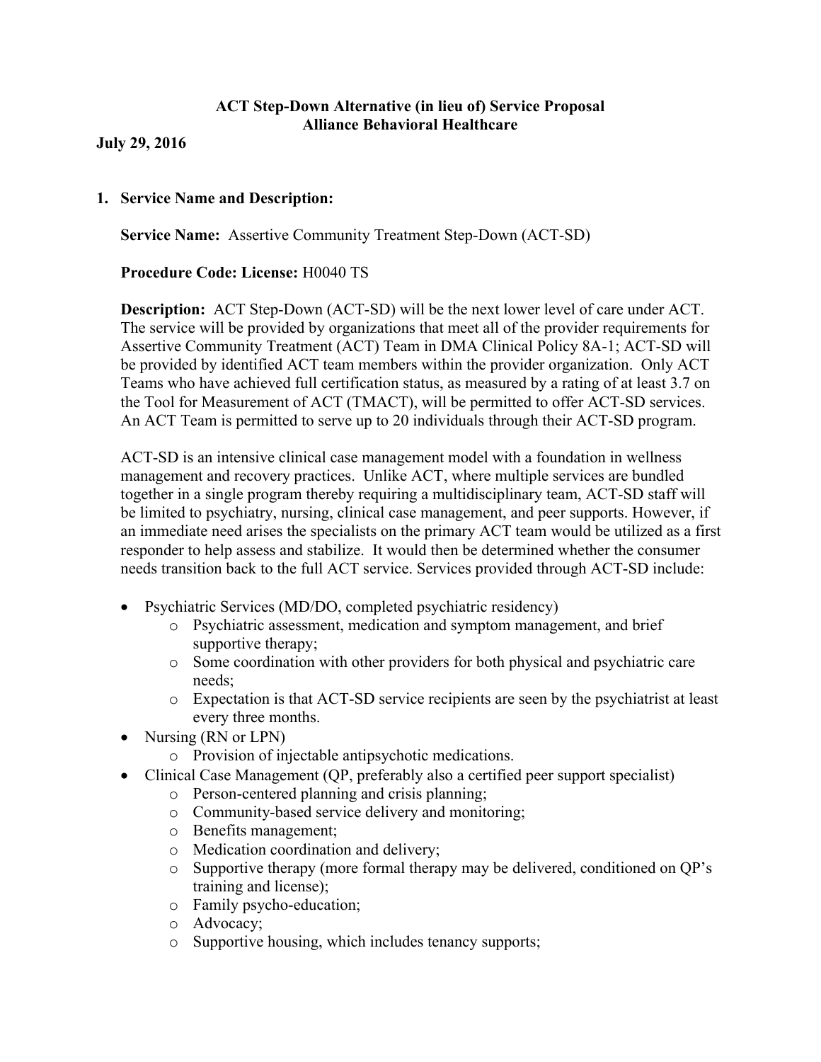**ACT Step-Down Alternative (in lieu of) Service Proposal**
**Alliance Behavioral Healthcare**

**July 29, 2016**

**1. Service Name and Description:**

**Service Name:** Assertive Community Treatment Step-Down (ACT-SD)

**Procedure Code: License:** H0040 TS

**Description:** ACT Step-Down (ACT-SD) will be the next lower level of care under ACT. The service will be provided by organizations that meet all of the provider requirements for Assertive Community Treatment (ACT) Team in DMA Clinical Policy 8A-1; ACT-SD will be provided by identified ACT team members within the provider organization. Only ACT Teams who have achieved full certification status, as measured by a rating of at least 3.7 on the Tool for Measurement of ACT (TMACT), will be permitted to offer ACT-SD services. An ACT Team is permitted to serve up to 20 individuals through their ACT-SD program.

ACT-SD is an intensive clinical case management model with a foundation in wellness management and recovery practices. Unlike ACT, where multiple services are bundled together in a single program thereby requiring a multidisciplinary team, ACT-SD staff will be limited to psychiatry, nursing, clinical case management, and peer supports. However, if an immediate need arises the specialists on the primary ACT team would be utilized as a first responder to help assess and stabilize. It would then be determined whether the consumer needs transition back to the full ACT service. Services provided through ACT-SD include:

- Psychiatric Services (MD/DO, completed psychiatric residency)
  - Psychiatric assessment, medication and symptom management, and brief supportive therapy;
  - Some coordination with other providers for both physical and psychiatric care needs;
  - Expectation is that ACT-SD service recipients are seen by the psychiatrist at least every three months.
- Nursing (RN or LPN)
  - Provision of injectable antipsychotic medications.
- Clinical Case Management (QP, preferably also a certified peer support specialist)
  - Person-centered planning and crisis planning;
  - Community-based service delivery and monitoring;
  - Benefits management;
  - Medication coordination and delivery;
  - Supportive therapy (more formal therapy may be delivered, conditioned on QP's training and license);
  - Family psycho-education;
  - Advocacy;
  - Supportive housing, which includes tenancy supports;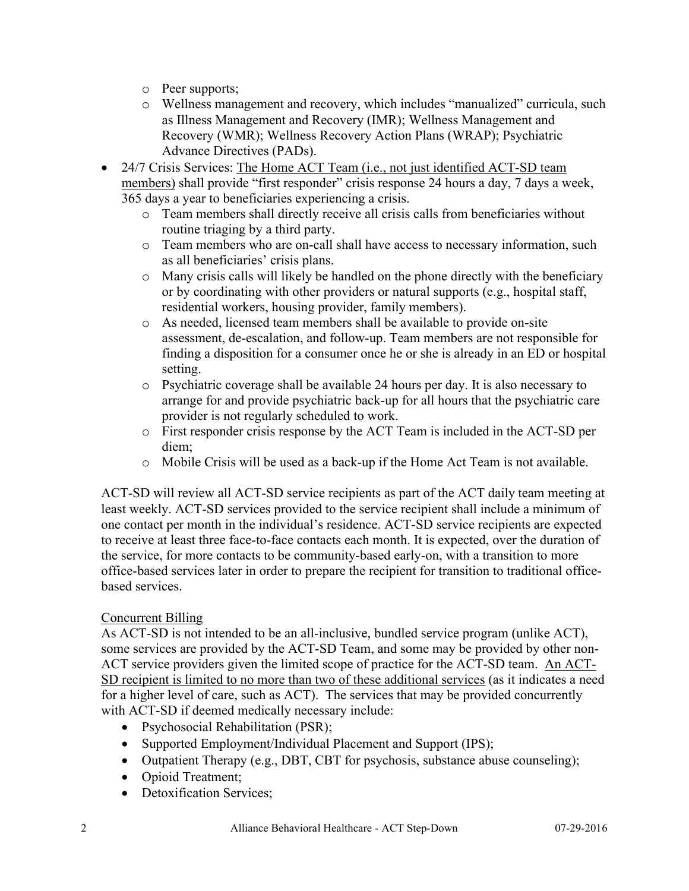- Peer supports;
  - Wellness management and recovery, which includes "manualized" curricula, such as Illness Management and Recovery (IMR); Wellness Management and Recovery (WMR); Wellness Recovery Action Plans (WRAP); Psychiatric Advance Directives (PADs).
- 24/7 Crisis Services: <u>The Home ACT Team (i.e., not just identified ACT-SD team members)</u> shall provide "first responder" crisis response 24 hours a day, 7 days a week, 365 days a year to beneficiaries experiencing a crisis.
  - Team members shall directly receive all crisis calls from beneficiaries without routine triaging by a third party.
  - Team members who are on-call shall have access to necessary information, such as all beneficiaries' crisis plans.
  - Many crisis calls will likely be handled on the phone directly with the beneficiary or by coordinating with other providers or natural supports (e.g., hospital staff, residential workers, housing provider, family members).
  - As needed, licensed team members shall be available to provide on-site assessment, de-escalation, and follow-up. Team members are not responsible for finding a disposition for a consumer once he or she is already in an ED or hospital setting.
  - Psychiatric coverage shall be available 24 hours per day. It is also necessary to arrange for and provide psychiatric back-up for all hours that the psychiatric care provider is not regularly scheduled to work.
  - First responder crisis response by the ACT Team is included in the ACT-SD per diem;
  - Mobile Crisis will be used as a back-up if the Home Act Team is not available.

ACT-SD will review all ACT-SD service recipients as part of the ACT daily team meeting at least weekly. ACT-SD services provided to the service recipient shall include a minimum of one contact per month in the individual's residence. ACT-SD service recipients are expected to receive at least three face-to-face contacts each month. It is expected, over the duration of the service, for more contacts to be community-based early-on, with a transition to more office-based services later in order to prepare the recipient for transition to traditional office-based services.

<u>Concurrent Billing</u>

As ACT-SD is not intended to be an all-inclusive, bundled service program (unlike ACT), some services are provided by the ACT-SD Team, and some may be provided by other non-ACT service providers given the limited scope of practice for the ACT-SD team. <u>An ACT-SD recipient is limited to no more than two of these additional services</u> (as it indicates a need for a higher level of care, such as ACT). The services that may be provided concurrently with ACT-SD if deemed medically necessary include:

- Psychosocial Rehabilitation (PSR);
- Supported Employment/Individual Placement and Support (IPS);
- Outpatient Therapy (e.g., DBT, CBT for psychosis, substance abuse counseling);
- Opioid Treatment;
- Detoxification Services;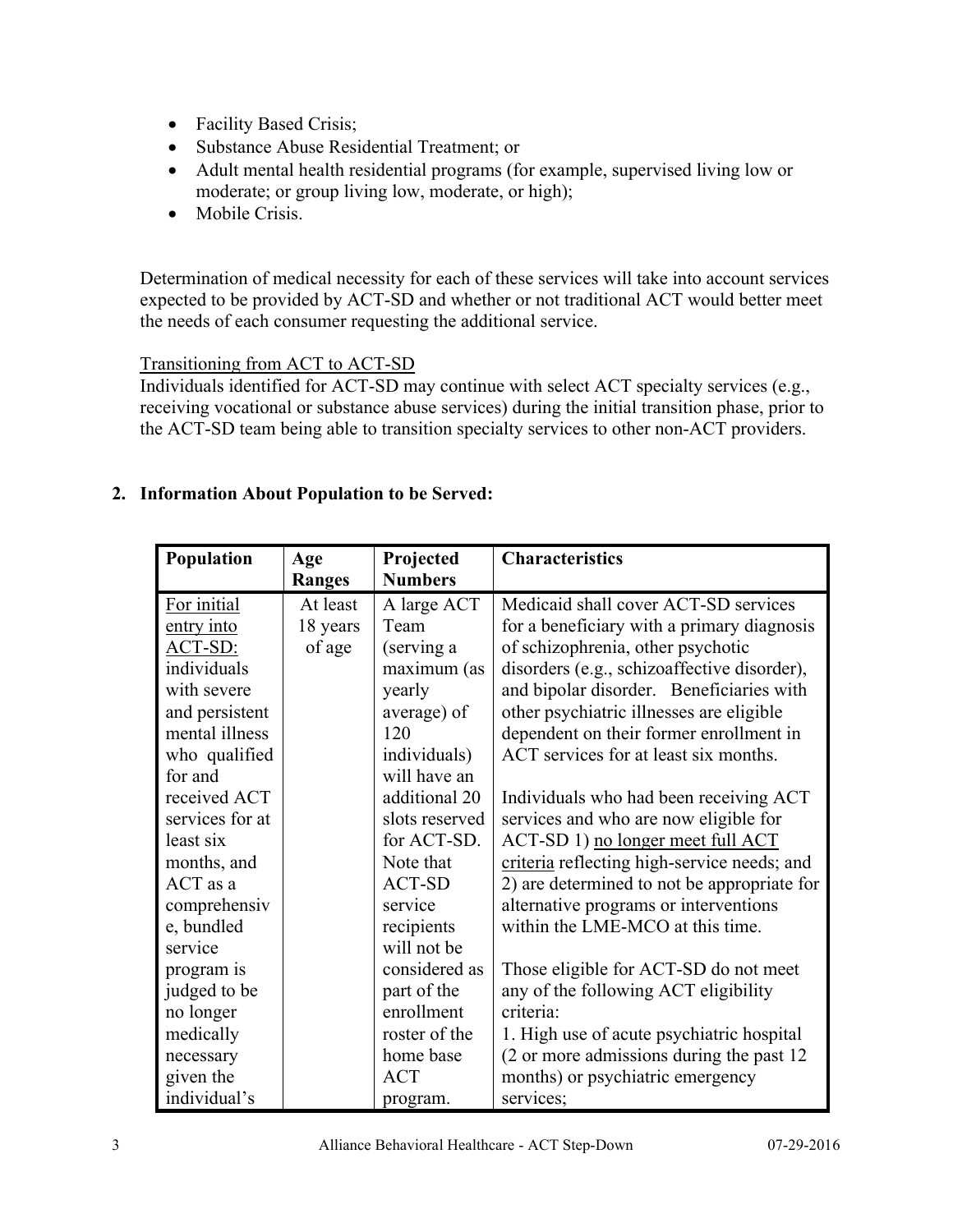- Facility Based Crisis;
- Substance Abuse Residential Treatment; or
- Adult mental health residential programs (for example, supervised living low or moderate; or group living low, moderate, or high);
- Mobile Crisis.

Determination of medical necessity for each of these services will take into account services expected to be provided by ACT-SD and whether or not traditional ACT would better meet the needs of each consumer requesting the additional service.

<u>Transitioning from ACT to ACT-SD</u>

Individuals identified for ACT-SD may continue with select ACT specialty services (e.g., receiving vocational or substance abuse services) during the initial transition phase, prior to the ACT-SD team being able to transition specialty services to other non-ACT providers.

## 2. Information About Population to be Served:

| Population | Age Ranges | Projected Numbers | Characteristics |
|---|---|---|---|
| <u>For initial entry into ACT-SD:</u> individuals with severe and persistent mental illness who qualified for and received ACT services for at least six months, and ACT as a comprehensive, bundled service program is judged to be no longer medically necessary given the individual's | At least 18 years of age | A large ACT Team (serving a maximum (as yearly average) of 120 individuals) will have an additional 20 slots reserved for ACT-SD. Note that ACT-SD service recipients will not be considered as part of the enrollment roster of the home base ACT program. | Medicaid shall cover ACT-SD services for a beneficiary with a primary diagnosis of schizophrenia, other psychotic disorders (e.g., schizoaffective disorder), and bipolar disorder. Beneficiaries with other psychiatric illnesses are eligible dependent on their former enrollment in ACT services for at least six months.<br><br>Individuals who had been receiving ACT services and who are now eligible for ACT-SD 1) <u>no longer meet full ACT criteria</u> reflecting high-service needs; and 2) are determined to not be appropriate for alternative programs or interventions within the LME-MCO at this time.<br><br>Those eligible for ACT-SD do not meet any of the following ACT eligibility criteria:<br>1. High use of acute psychiatric hospital (2 or more admissions during the past 12 months) or psychiatric emergency services; |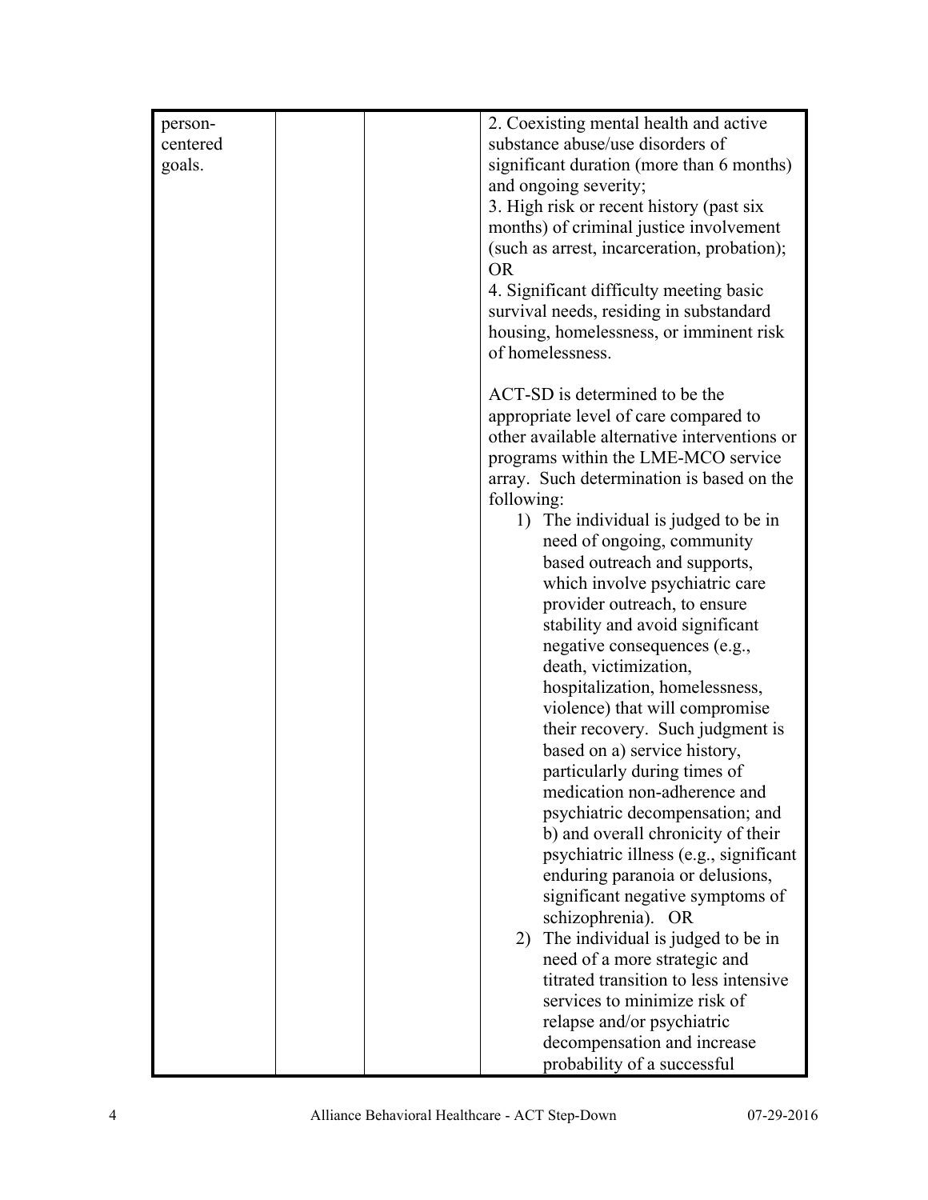| person-centered goals. | | | 2. Coexisting mental health and active substance abuse/use disorders of significant duration (more than 6 months) and ongoing severity;<br>3. High risk or recent history (past six months) of criminal justice involvement (such as arrest, incarceration, probation); OR<br>4. Significant difficulty meeting basic survival needs, residing in substandard housing, homelessness, or imminent risk of homelessness.<br><br>ACT-SD is determined to be the appropriate level of care compared to other available alternative interventions or programs within the LME-MCO service array. Such determination is based on the following:<br>1) The individual is judged to be in need of ongoing, community based outreach and supports, which involve psychiatric care provider outreach, to ensure stability and avoid significant negative consequences (e.g., death, victimization, hospitalization, homelessness, violence) that will compromise their recovery. Such judgment is based on a) service history, particularly during times of medication non-adherence and psychiatric decompensation; and b) and overall chronicity of their psychiatric illness (e.g., significant enduring paranoia or delusions, significant negative symptoms of schizophrenia). OR<br>2) The individual is judged to be in need of a more strategic and titrated transition to less intensive services to minimize risk of relapse and/or psychiatric decompensation and increase probability of a successful |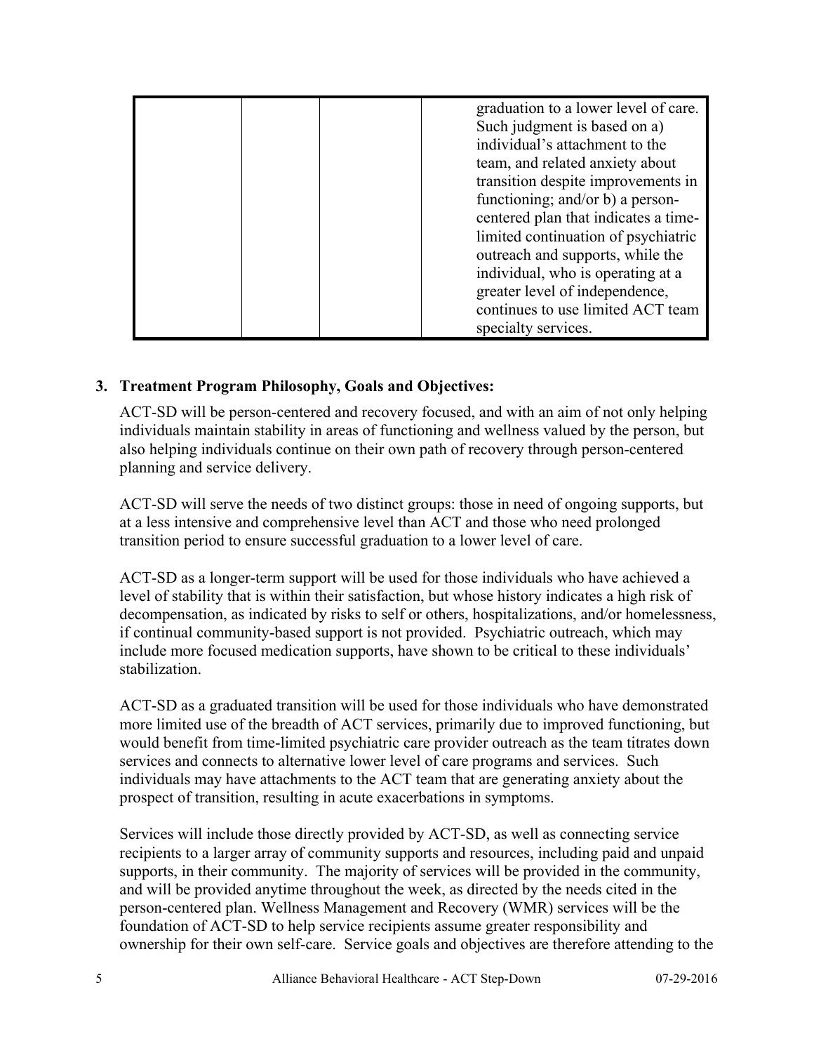| | | | |
|---|---|---|---|
| | | | graduation to a lower level of care. Such judgment is based on a) individual's attachment to the team, and related anxiety about transition despite improvements in functioning; and/or b) a person-centered plan that indicates a time-limited continuation of psychiatric outreach and supports, while the individual, who is operating at a greater level of independence, continues to use limited ACT team specialty services. |

**3. Treatment Program Philosophy, Goals and Objectives:**

ACT-SD will be person-centered and recovery focused, and with an aim of not only helping individuals maintain stability in areas of functioning and wellness valued by the person, but also helping individuals continue on their own path of recovery through person-centered planning and service delivery.

ACT-SD will serve the needs of two distinct groups: those in need of ongoing supports, but at a less intensive and comprehensive level than ACT and those who need prolonged transition period to ensure successful graduation to a lower level of care.

ACT-SD as a longer-term support will be used for those individuals who have achieved a level of stability that is within their satisfaction, but whose history indicates a high risk of decompensation, as indicated by risks to self or others, hospitalizations, and/or homelessness, if continual community-based support is not provided. Psychiatric outreach, which may include more focused medication supports, have shown to be critical to these individuals' stabilization.

ACT-SD as a graduated transition will be used for those individuals who have demonstrated more limited use of the breadth of ACT services, primarily due to improved functioning, but would benefit from time-limited psychiatric care provider outreach as the team titrates down services and connects to alternative lower level of care programs and services. Such individuals may have attachments to the ACT team that are generating anxiety about the prospect of transition, resulting in acute exacerbations in symptoms.

Services will include those directly provided by ACT-SD, as well as connecting service recipients to a larger array of community supports and resources, including paid and unpaid supports, in their community. The majority of services will be provided in the community, and will be provided anytime throughout the week, as directed by the needs cited in the person-centered plan. Wellness Management and Recovery (WMR) services will be the foundation of ACT-SD to help service recipients assume greater responsibility and ownership for their own self-care. Service goals and objectives are therefore attending to the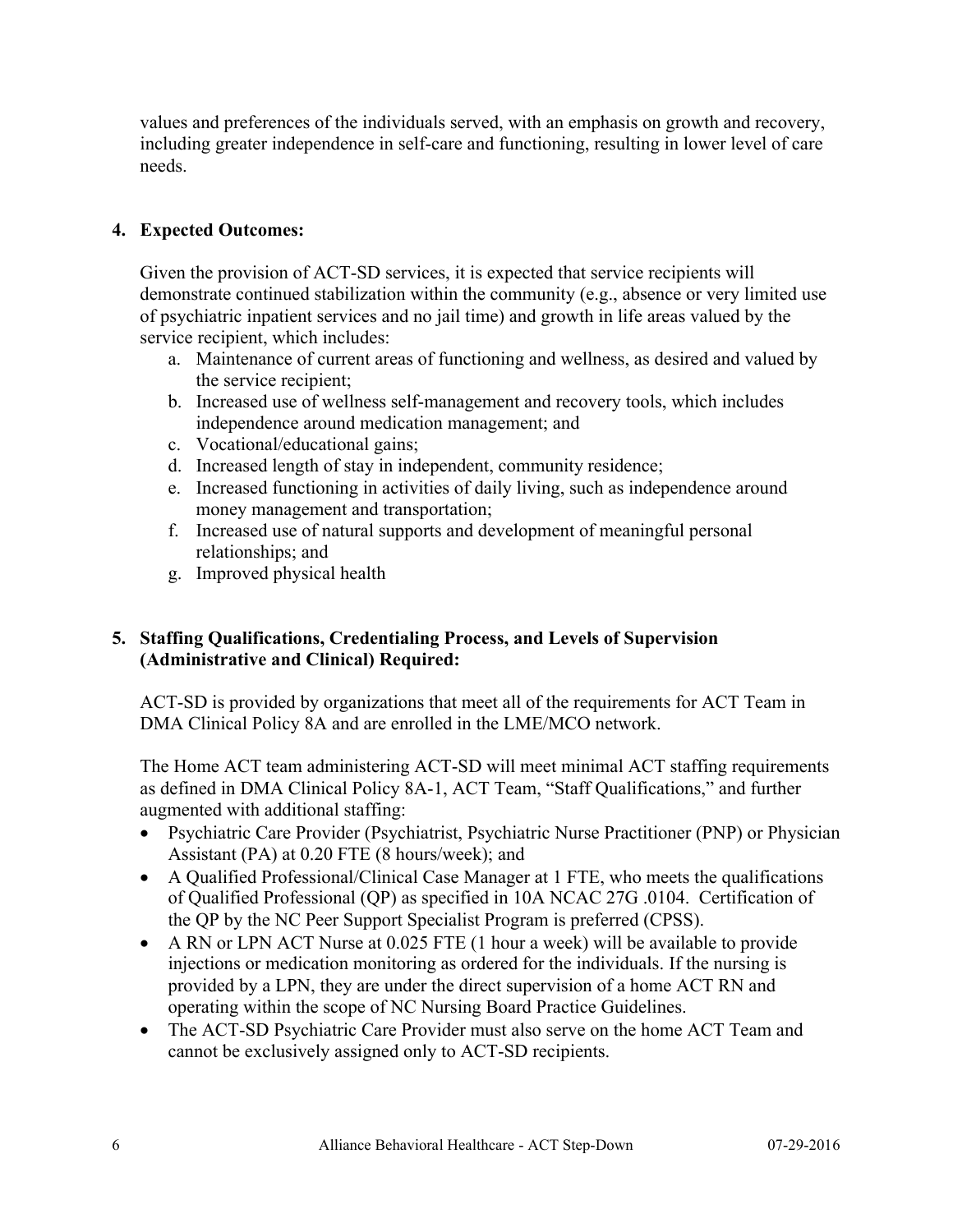values and preferences of the individuals served, with an emphasis on growth and recovery, including greater independence in self-care and functioning, resulting in lower level of care needs.

**4. Expected Outcomes:**

Given the provision of ACT-SD services, it is expected that service recipients will demonstrate continued stabilization within the community (e.g., absence or very limited use of psychiatric inpatient services and no jail time) and growth in life areas valued by the service recipient, which includes:

a. Maintenance of current areas of functioning and wellness, as desired and valued by the service recipient;
b. Increased use of wellness self-management and recovery tools, which includes independence around medication management; and
c. Vocational/educational gains;
d. Increased length of stay in independent, community residence;
e. Increased functioning in activities of daily living, such as independence around money management and transportation;
f. Increased use of natural supports and development of meaningful personal relationships; and
g. Improved physical health

**5. Staffing Qualifications, Credentialing Process, and Levels of Supervision (Administrative and Clinical) Required:**

ACT-SD is provided by organizations that meet all of the requirements for ACT Team in DMA Clinical Policy 8A and are enrolled in the LME/MCO network.

The Home ACT team administering ACT-SD will meet minimal ACT staffing requirements as defined in DMA Clinical Policy 8A-1, ACT Team, "Staff Qualifications," and further augmented with additional staffing:

- Psychiatric Care Provider (Psychiatrist, Psychiatric Nurse Practitioner (PNP) or Physician Assistant (PA) at 0.20 FTE (8 hours/week); and
- A Qualified Professional/Clinical Case Manager at 1 FTE, who meets the qualifications of Qualified Professional (QP) as specified in 10A NCAC 27G .0104. Certification of the QP by the NC Peer Support Specialist Program is preferred (CPSS).
- A RN or LPN ACT Nurse at 0.025 FTE (1 hour a week) will be available to provide injections or medication monitoring as ordered for the individuals. If the nursing is provided by a LPN, they are under the direct supervision of a home ACT RN and operating within the scope of NC Nursing Board Practice Guidelines.
- The ACT-SD Psychiatric Care Provider must also serve on the home ACT Team and cannot be exclusively assigned only to ACT-SD recipients.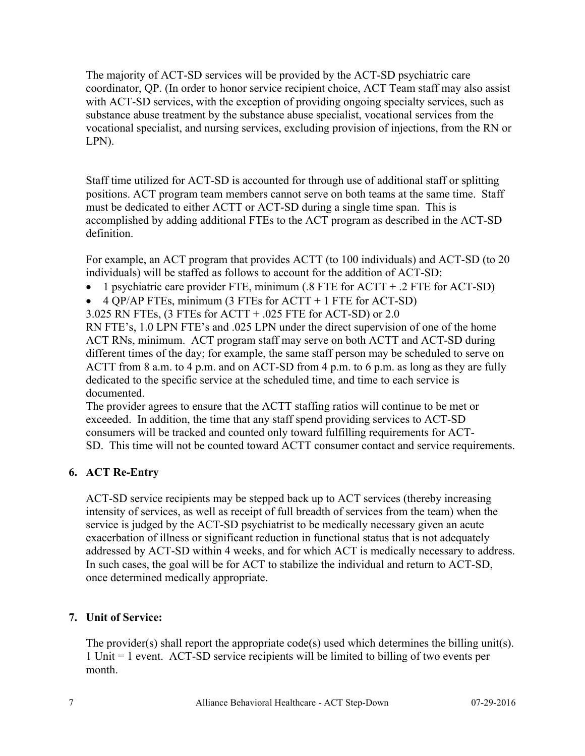The majority of ACT-SD services will be provided by the ACT-SD psychiatric care coordinator, QP. (In order to honor service recipient choice, ACT Team staff may also assist with ACT-SD services, with the exception of providing ongoing specialty services, such as substance abuse treatment by the substance abuse specialist, vocational services from the vocational specialist, and nursing services, excluding provision of injections, from the RN or LPN).

Staff time utilized for ACT-SD is accounted for through use of additional staff or splitting positions. ACT program team members cannot serve on both teams at the same time. Staff must be dedicated to either ACTT or ACT-SD during a single time span. This is accomplished by adding additional FTEs to the ACT program as described in the ACT-SD definition.

For example, an ACT program that provides ACTT (to 100 individuals) and ACT-SD (to 20 individuals) will be staffed as follows to account for the addition of ACT-SD:

- 1 psychiatric care provider FTE, minimum (.8 FTE for ACTT + .2 FTE for ACT-SD)
- 4 QP/AP FTEs, minimum (3 FTEs for ACTT + 1 FTE for ACT-SD)

3.025 RN FTEs, (3 FTEs for ACTT + .025 FTE for ACT-SD) or 2.0 RN FTE's, 1.0 LPN FTE's and .025 LPN under the direct supervision of one of the home ACT RNs, minimum. ACT program staff may serve on both ACTT and ACT-SD during different times of the day; for example, the same staff person may be scheduled to serve on ACTT from 8 a.m. to 4 p.m. and on ACT-SD from 4 p.m. to 6 p.m. as long as they are fully dedicated to the specific service at the scheduled time, and time to each service is documented.

The provider agrees to ensure that the ACTT staffing ratios will continue to be met or exceeded. In addition, the time that any staff spend providing services to ACT-SD consumers will be tracked and counted only toward fulfilling requirements for ACT-SD. This time will not be counted toward ACTT consumer contact and service requirements.

## 6. ACT Re-Entry

ACT-SD service recipients may be stepped back up to ACT services (thereby increasing intensity of services, as well as receipt of full breadth of services from the team) when the service is judged by the ACT-SD psychiatrist to be medically necessary given an acute exacerbation of illness or significant reduction in functional status that is not adequately addressed by ACT-SD within 4 weeks, and for which ACT is medically necessary to address. In such cases, the goal will be for ACT to stabilize the individual and return to ACT-SD, once determined medically appropriate.

## 7. Unit of Service:

The provider(s) shall report the appropriate code(s) used which determines the billing unit(s). 1 Unit = 1 event. ACT-SD service recipients will be limited to billing of two events per month.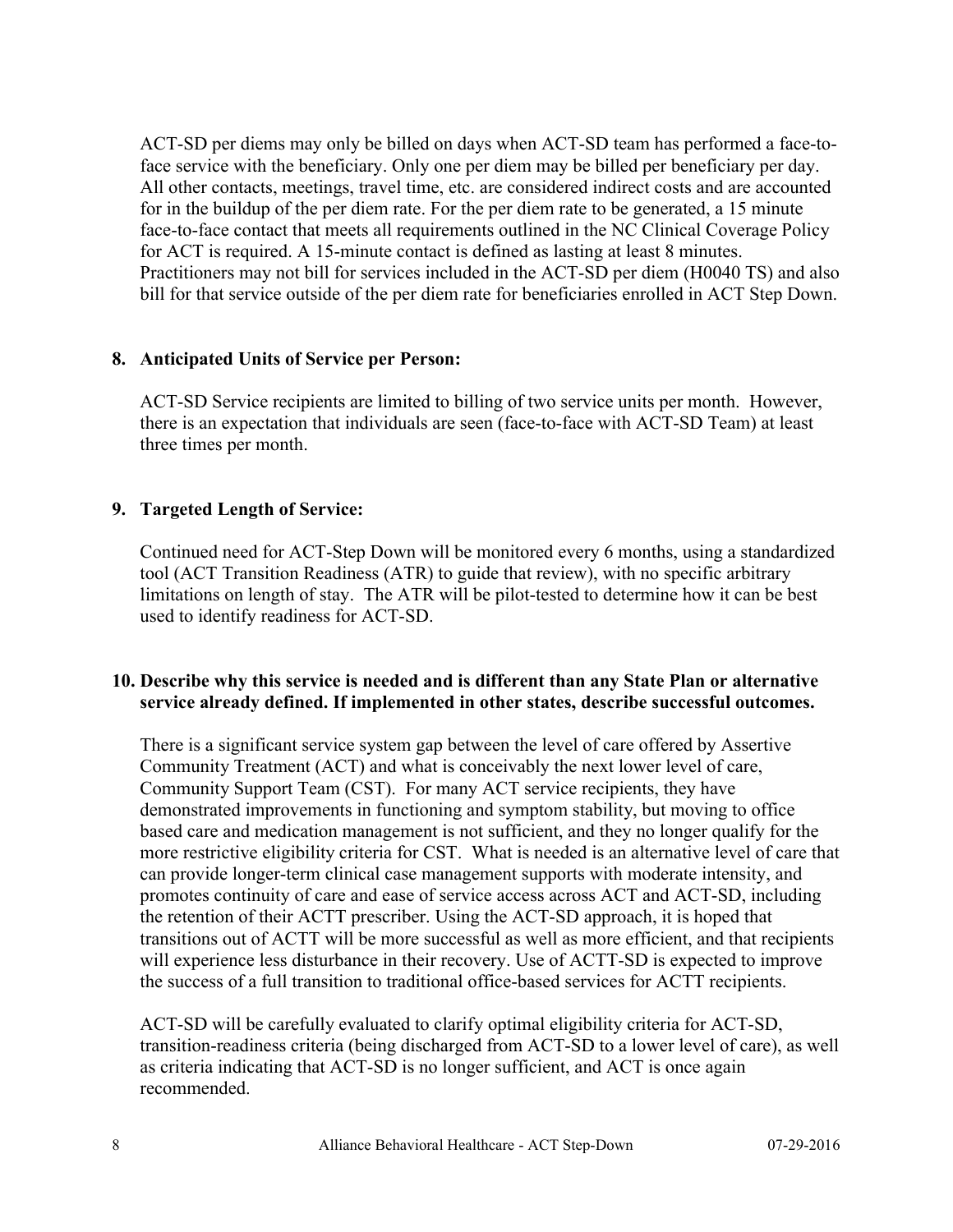ACT-SD per diems may only be billed on days when ACT-SD team has performed a face-to-face service with the beneficiary. Only one per diem may be billed per beneficiary per day. All other contacts, meetings, travel time, etc. are considered indirect costs and are accounted for in the buildup of the per diem rate. For the per diem rate to be generated, a 15 minute face-to-face contact that meets all requirements outlined in the NC Clinical Coverage Policy for ACT is required. A 15-minute contact is defined as lasting at least 8 minutes. Practitioners may not bill for services included in the ACT-SD per diem (H0040 TS) and also bill for that service outside of the per diem rate for beneficiaries enrolled in ACT Step Down.

**8. Anticipated Units of Service per Person:**

ACT-SD Service recipients are limited to billing of two service units per month. However, there is an expectation that individuals are seen (face-to-face with ACT-SD Team) at least three times per month.

**9. Targeted Length of Service:**

Continued need for ACT-Step Down will be monitored every 6 months, using a standardized tool (ACT Transition Readiness (ATR) to guide that review), with no specific arbitrary limitations on length of stay. The ATR will be pilot-tested to determine how it can be best used to identify readiness for ACT-SD.

**10. Describe why this service is needed and is different than any State Plan or alternative service already defined. If implemented in other states, describe successful outcomes.**

There is a significant service system gap between the level of care offered by Assertive Community Treatment (ACT) and what is conceivably the next lower level of care, Community Support Team (CST). For many ACT service recipients, they have demonstrated improvements in functioning and symptom stability, but moving to office based care and medication management is not sufficient, and they no longer qualify for the more restrictive eligibility criteria for CST. What is needed is an alternative level of care that can provide longer-term clinical case management supports with moderate intensity, and promotes continuity of care and ease of service access across ACT and ACT-SD, including the retention of their ACTT prescriber. Using the ACT-SD approach, it is hoped that transitions out of ACTT will be more successful as well as more efficient, and that recipients will experience less disturbance in their recovery. Use of ACTT-SD is expected to improve the success of a full transition to traditional office-based services for ACTT recipients.

ACT-SD will be carefully evaluated to clarify optimal eligibility criteria for ACT-SD, transition-readiness criteria (being discharged from ACT-SD to a lower level of care), as well as criteria indicating that ACT-SD is no longer sufficient, and ACT is once again recommended.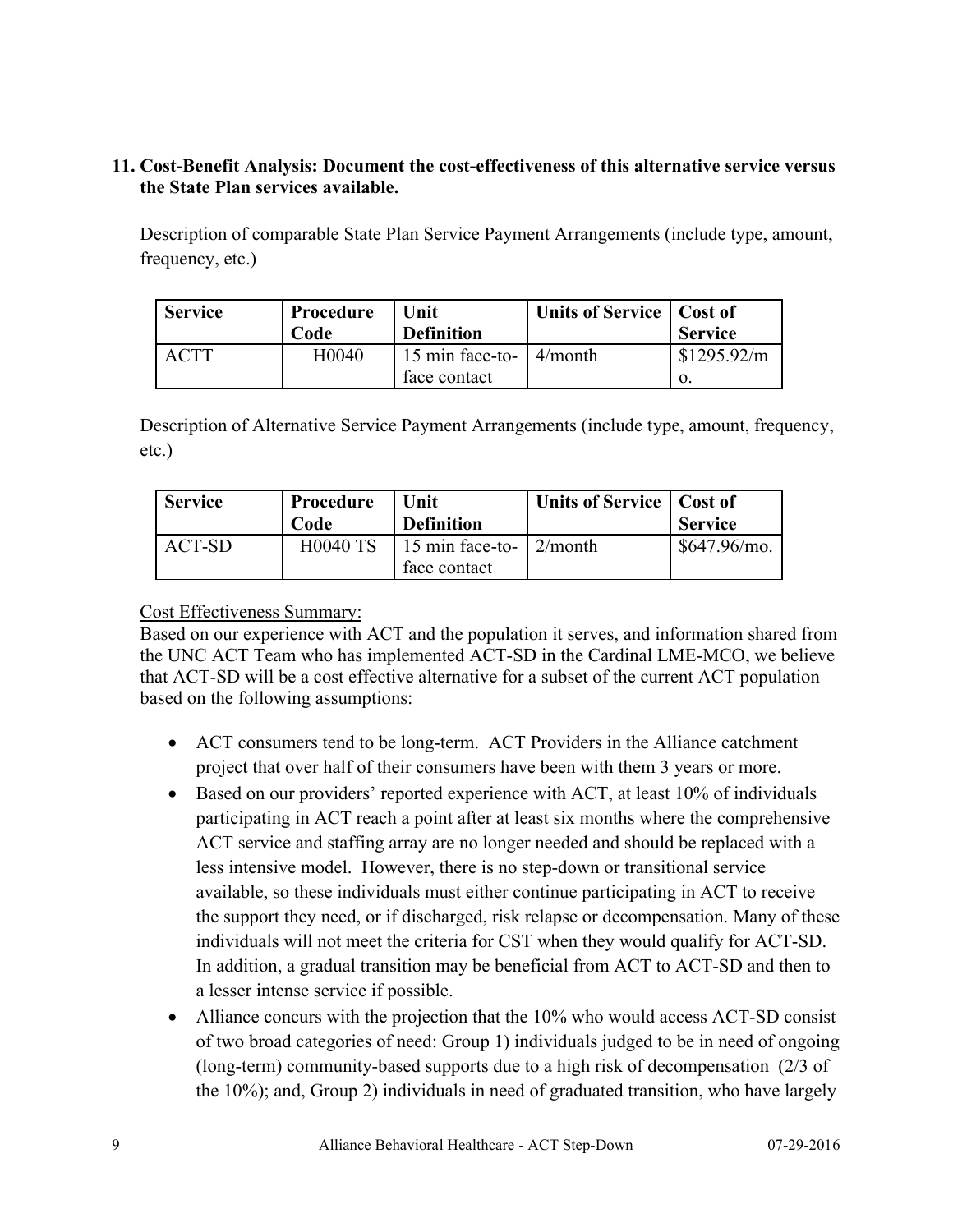**11. Cost-Benefit Analysis: Document the cost-effectiveness of this alternative service versus the State Plan services available.**

Description of comparable State Plan Service Payment Arrangements (include type, amount, frequency, etc.)

| Service | Procedure Code | Unit Definition | Units of Service | Cost of Service |
|---|---|---|---|---|
| ACTT | H0040 | 15 min face-to-face contact | 4/month | $1295.92/mo. |

Description of Alternative Service Payment Arrangements (include type, amount, frequency, etc.)

| Service | Procedure Code | Unit Definition | Units of Service | Cost of Service |
|---|---|---|---|---|
| ACT-SD | H0040 TS | 15 min face-to-face contact | 2/month | $647.96/mo. |

Cost Effectiveness Summary:

Based on our experience with ACT and the population it serves, and information shared from the UNC ACT Team who has implemented ACT-SD in the Cardinal LME-MCO, we believe that ACT-SD will be a cost effective alternative for a subset of the current ACT population based on the following assumptions:

- ACT consumers tend to be long-term. ACT Providers in the Alliance catchment project that over half of their consumers have been with them 3 years or more.
- Based on our providers' reported experience with ACT, at least 10% of individuals participating in ACT reach a point after at least six months where the comprehensive ACT service and staffing array are no longer needed and should be replaced with a less intensive model. However, there is no step-down or transitional service available, so these individuals must either continue participating in ACT to receive the support they need, or if discharged, risk relapse or decompensation. Many of these individuals will not meet the criteria for CST when they would qualify for ACT-SD. In addition, a gradual transition may be beneficial from ACT to ACT-SD and then to a lesser intense service if possible.
- Alliance concurs with the projection that the 10% who would access ACT-SD consist of two broad categories of need: Group 1) individuals judged to be in need of ongoing (long-term) community-based supports due to a high risk of decompensation (2/3 of the 10%); and, Group 2) individuals in need of graduated transition, who have largely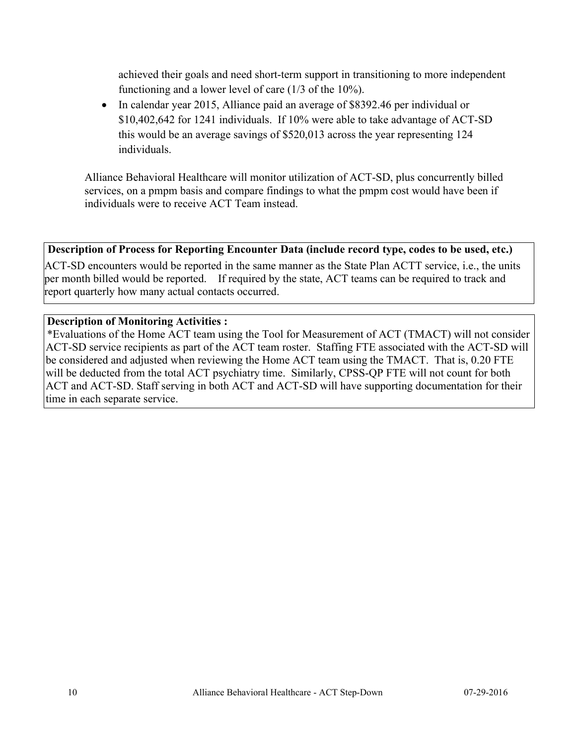achieved their goals and need short-term support in transitioning to more independent functioning and a lower level of care (1/3 of the 10%).

- In calendar year 2015, Alliance paid an average of $8392.46 per individual or $10,402,642 for 1241 individuals. If 10% were able to take advantage of ACT-SD this would be an average savings of $520,013 across the year representing 124 individuals.

Alliance Behavioral Healthcare will monitor utilization of ACT-SD, plus concurrently billed services, on a pmpm basis and compare findings to what the pmpm cost would have been if individuals were to receive ACT Team instead.

**Description of Process for Reporting Encounter Data (include record type, codes to be used, etc.)**

ACT-SD encounters would be reported in the same manner as the State Plan ACTT service, i.e., the units per month billed would be reported. If required by the state, ACT teams can be required to track and report quarterly how many actual contacts occurred.

**Description of Monitoring Activities :**

*Evaluations of the Home ACT team using the Tool for Measurement of ACT (TMACT) will not consider ACT-SD service recipients as part of the ACT team roster. Staffing FTE associated with the ACT-SD will be considered and adjusted when reviewing the Home ACT team using the TMACT. That is, 0.20 FTE will be deducted from the total ACT psychiatry time. Similarly, CPSS-QP FTE will not count for both ACT and ACT-SD. Staff serving in both ACT and ACT-SD will have supporting documentation for their time in each separate service.